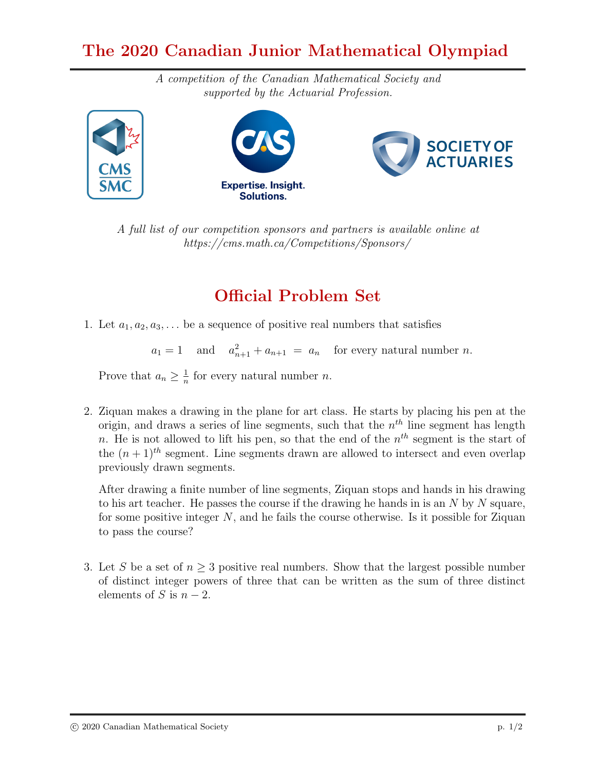# The 2020 Canadian Junior Mathematical Olympiad

*A competition of the Canadian Mathematical Society and supported by the Actuarial Profession.*

*A full list of our competition sponsors and partners is available online at https://cms.math.ca/Competitions/Sponsors/*

## Official Problem Set

1. Let $a_1, a_2, a_3, \ldots$ be a sequence of positive real numbers that satisfies

$$a_1 = 1 \quad \text{and} \quad a_{n+1}^2 + a_{n+1} = a_n \quad \text{for every natural number } n.$$

Prove that $a_n \geq \frac{1}{n}$ for every natural number $n$.

2. Ziquan makes a drawing in the plane for art class. He starts by placing his pen at the origin, and draws a series of line segments, such that the $n^{th}$ line segment has length $n$. He is not allowed to lift his pen, so that the end of the $n^{th}$ segment is the start of the $(n+1)^{th}$ segment. Line segments drawn are allowed to intersect and even overlap previously drawn segments.

After drawing a finite number of line segments, Ziquan stops and hands in his drawing to his art teacher. He passes the course if the drawing he hands in is an $N$ by $N$ square, for some positive integer $N$, and he fails the course otherwise. Is it possible for Ziquan to pass the course?

3. Let $S$ be a set of $n \geq 3$ positive real numbers. Show that the largest possible number of distinct integer powers of three that can be written as the sum of three distinct elements of $S$ is $n-2$.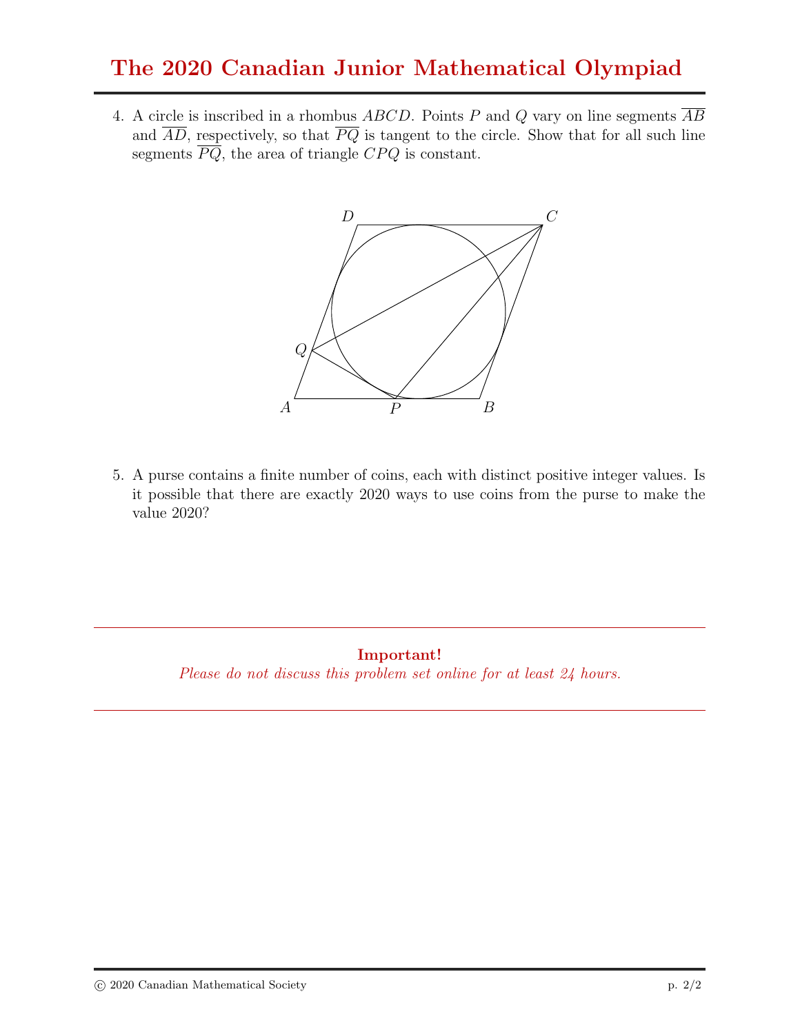# The 2020 Canadian Junior Mathematical Olympiad

4. A circle is inscribed in a rhombus $ABCD$. Points $P$ and $Q$ vary on line segments $\overline{AB}$ and $\overline{AD}$, respectively, so that $\overline{PQ}$ is tangent to the circle. Show that for all such line segments $\overline{PQ}$, the area of triangle $CPQ$ is constant.

D
C
Q
A
P
B

5. A purse contains a finite number of coins, each with distinct positive integer values. Is it possible that there are exactly 2020 ways to use coins from the purse to make the value 2020?

---

**Important!**

*Please do not discuss this problem set online for at least 24 hours.*

---

© 2020 Canadian Mathematical Society